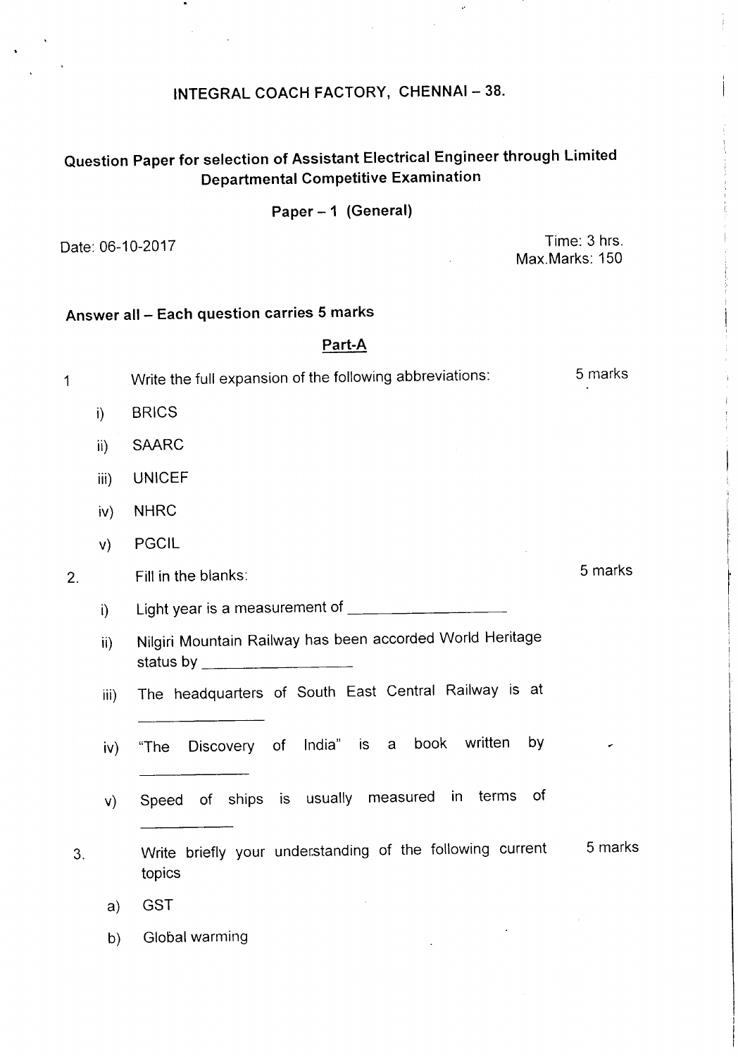# INTEGRAL COACH FACTORY, CHENNAI – 38.

## Question Paper for selection of Assistant Electrical Engineer through Limited Departmental Competitive Examination

### Paper – 1 (General)

Date: 06-10-2017

Time: 3 hrs.
Max.Marks: 150

**Answer all – Each question carries 5 marks**

### Part-A

1. Write the full expansion of the following abbreviations: — 5 marks

   i) BRICS

   ii) SAARC

   iii) UNICEF

   iv) NHRC

   v) PGCIL

2. Fill in the blanks: — 5 marks

   i) Light year is a measurement of ________________

   ii) Nilgiri Mountain Railway has been accorded World Heritage status by ________________

   iii) The headquarters of South East Central Railway is at ________________

   iv) "The Discovery of India" is a book written by ________________

   v) Speed of ships is usually measured in terms of ________________

3. Write briefly your understanding of the following current topics — 5 marks

   a) GST

   b) Global warming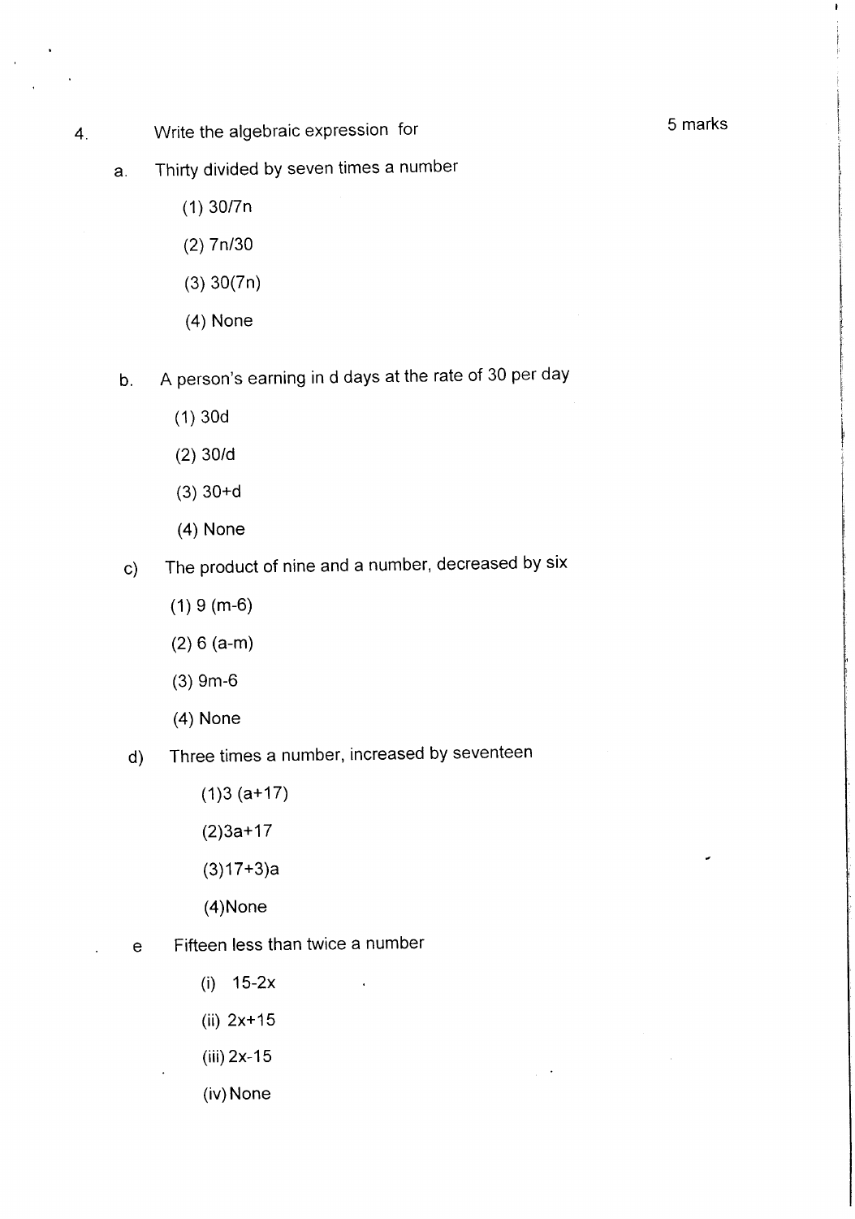4. Write the algebraic expression for **5 marks**

a. Thirty divided by seven times a number

(1) $30/7n$

(2) $7n/30$

(3) $30(7n)$

(4) None

b. A person's earning in d days at the rate of 30 per day

(1) $30d$

(2) $30/d$

(3) $30+d$

(4) None

c) The product of nine and a number, decreased by six

(1) $9(m-6)$

(2) $6(a-m)$

(3) $9m-6$

(4) None

d) Three times a number, increased by seventeen

(1) $3(a+17)$

(2) $3a+17$

(3) $17+3)a$

(4) None

e Fifteen less than twice a number

(i) $15-2x$

(ii) $2x+15$

(iii) $2x-15$

(iv) None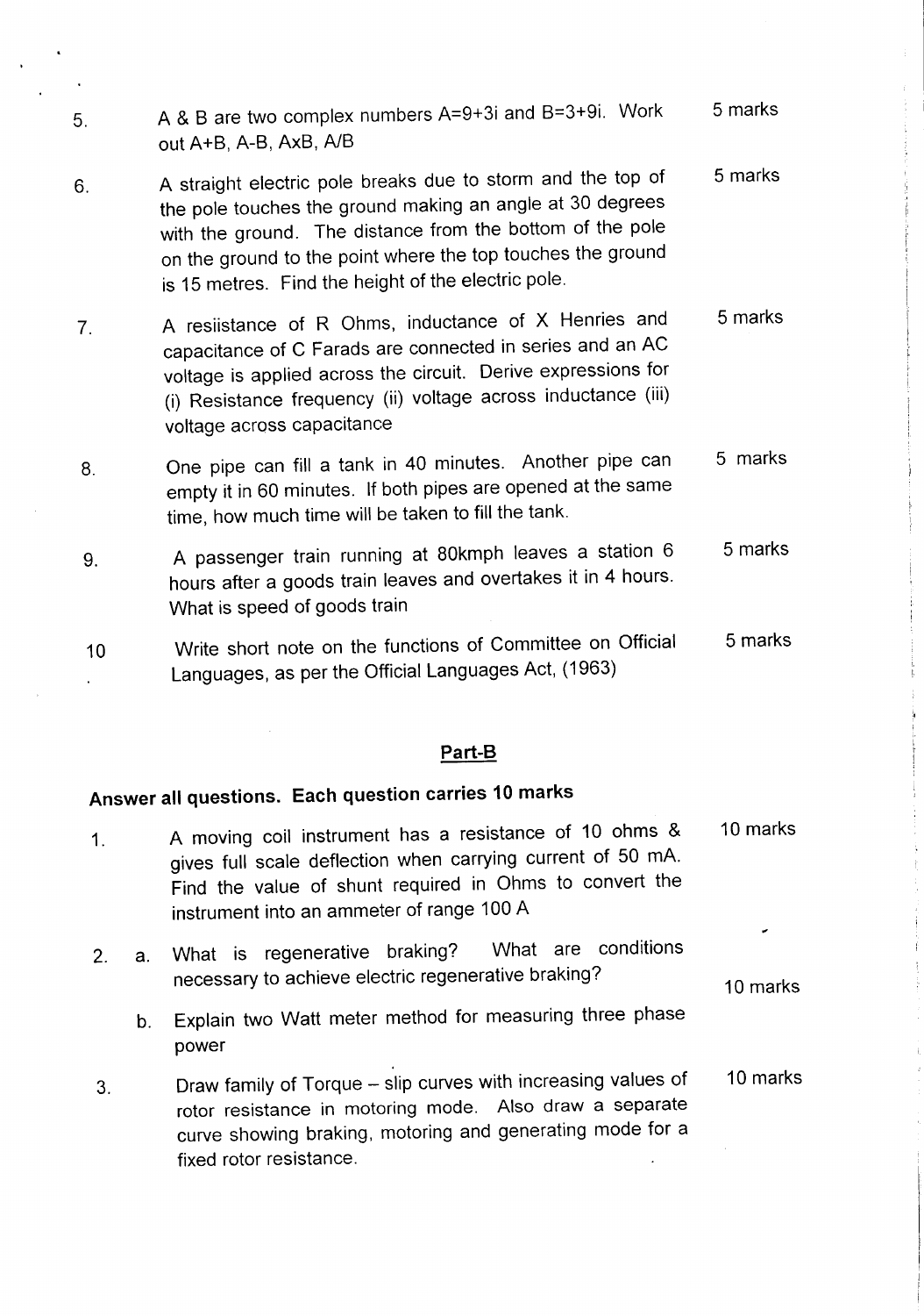5. A & B are two complex numbers A=9+3i and B=3+9i. Work out A+B, A-B, AxB, A/B — 5 marks

6. A straight electric pole breaks due to storm and the top of the pole touches the ground making an angle at 30 degrees with the ground. The distance from the bottom of the pole on the ground to the point where the top touches the ground is 15 metres. Find the height of the electric pole. — 5 marks

7. A resiistance of R Ohms, inductance of X Henries and capacitance of C Farads are connected in series and an AC voltage is applied across the circuit. Derive expressions for (i) Resistance frequency (ii) voltage across inductance (iii) voltage across capacitance — 5 marks

8. One pipe can fill a tank in 40 minutes. Another pipe can empty it in 60 minutes. If both pipes are opened at the same time, how much time will be taken to fill the tank. — 5 marks

9. A passenger train running at 80kmph leaves a station 6 hours after a goods train leaves and overtakes it in 4 hours. What is speed of goods train — 5 marks

10. Write short note on the functions of Committee on Official Languages, as per the Official Languages Act, (1963) — 5 marks

## Part-B

**Answer all questions. Each question carries 10 marks**

1. A moving coil instrument has a resistance of 10 ohms & gives full scale deflection when carrying current of 50 mA. Find the value of shunt required in Ohms to convert the instrument into an ammeter of range 100 A — 10 marks

2. a. What is regenerative braking? What are conditions necessary to achieve electric regenerative braking?

   b. Explain two Watt meter method for measuring three phase power — 10 marks

3. Draw family of Torque – slip curves with increasing values of rotor resistance in motoring mode. Also draw a separate curve showing braking, motoring and generating mode for a fixed rotor resistance. — 10 marks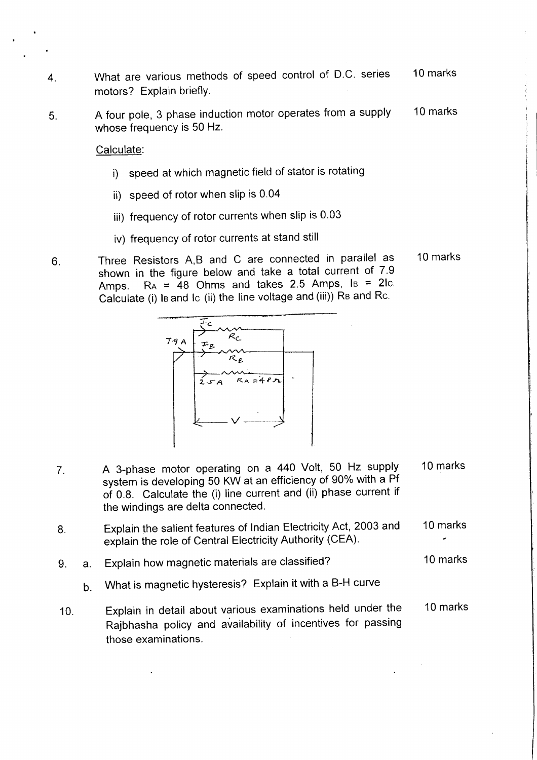4. What are various methods of speed control of D.C. series motors? Explain briefly. — 10 marks

5. A four pole, 3 phase induction motor operates from a supply whose frequency is 50 Hz. — 10 marks

   Calculate:

   i) speed at which magnetic field of stator is rotating

   ii) speed of rotor when slip is 0.04

   iii) frequency of rotor currents when slip is 0.03

   iv) frequency of rotor currents at stand still

6. Three Resistors A,B and C are connected in parallel as shown in the figure below and take a total current of 7.9 Amps. $R_A$ = 48 Ohms and takes 2.5 Amps, $I_B = 2I_C$. Calculate (i) $I_B$ and $I_C$ (ii) the line voltage and (iii)) $R_B$ and $R_C$. — 10 marks

7. A 3-phase motor operating on a 440 Volt, 50 Hz supply system is developing 50 KW at an efficiency of 90% with a Pf of 0.8. Calculate the (i) line current and (ii) phase current if the windings are delta connected. — 10 marks

8. Explain the salient features of Indian Electricity Act, 2003 and explain the role of Central Electricity Authority (CEA). — 10 marks

9. a. Explain how magnetic materials are classified? — 10 marks

   b. What is magnetic hysteresis? Explain it with a B-H curve

10. Explain in detail about various examinations held under the Rajbhasha policy and availability of incentives for passing those examinations. — 10 marks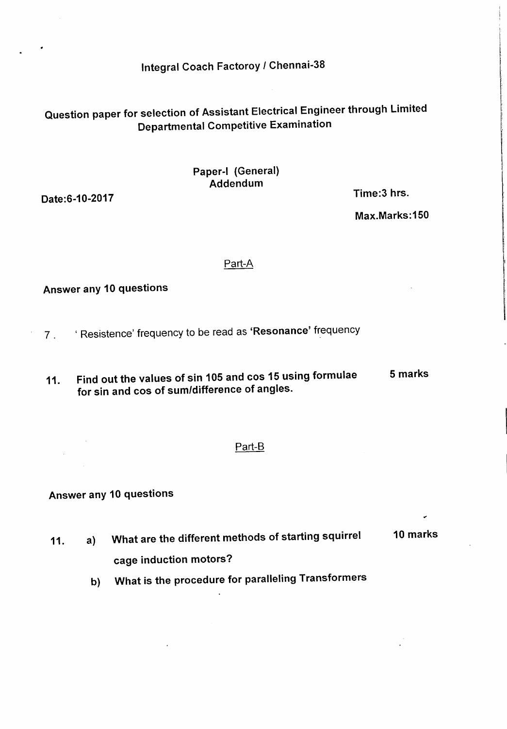Integral Coach Factoroy / Chennai-38

## Question paper for selection of Assistant Electrical Engineer through Limited Departmental Competitive Examination

**Paper-I (General)**
**Addendum**

**Date:6-10-2017**

**Time:3 hrs.**

**Max.Marks:150**

### Part-A

**Answer any 10 questions**

7. ' Resistence' frequency to be read as **'Resonance'** frequency

11. **Find out the values of sin 105 and cos 15 using formulae for sin and cos of sum/difference of angles.** **5 marks**

### Part-B

**Answer any 10 questions**

11. a) **What are the different methods of starting squirrel cage induction motors?** **10 marks**

    b) **What is the procedure for paralleling Transformers**